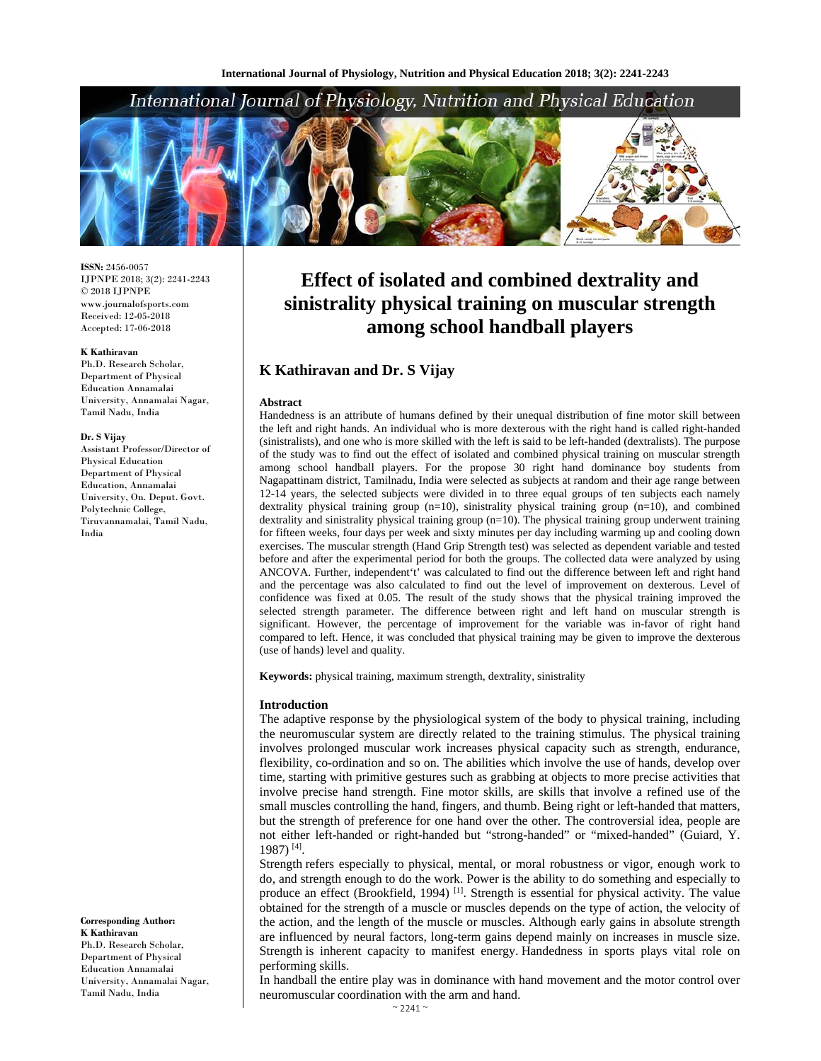# Effect of isolated and combined dextrality and sinistrality physical training on muscular strength among school handball players

**K Kathiravan and Dr. S Vijay**

**ISSN:** 2456-0057
IJPNPE 2018; 3(2): 2241-2243
© 2018 IJPNPE
www.journalofsports.com
Received: 12-05-2018
Accepted: 17-06-2018

**K Kathiravan**
Ph.D. Research Scholar, Department of Physical Education Annamalai University, Annamalai Nagar, Tamil Nadu, India

**Dr. S Vijay**
Assistant Professor/Director of Physical Education Department of Physical Education, Annamalai University, On. Deput. Govt. Polytechnic College, Tiruvannamalai, Tamil Nadu, India

**Corresponding Author:**
**K Kathiravan**
Ph.D. Research Scholar, Department of Physical Education Annamalai University, Annamalai Nagar, Tamil Nadu, India

### Abstract

Handedness is an attribute of humans defined by their unequal distribution of fine motor skill between the left and right hands. An individual who is more dexterous with the right hand is called right-handed (sinistralists), and one who is more skilled with the left is said to be left-handed (dextralists). The purpose of the study was to find out the effect of isolated and combined physical training on muscular strength among school handball players. For the propose 30 right hand dominance boy students from Nagapattinam district, Tamilnadu, India were selected as subjects at random and their age range between 12-14 years, the selected subjects were divided in to three equal groups of ten subjects each namely dextrality physical training group (n=10), sinistrality physical training group (n=10), and combined dextrality and sinistrality physical training group (n=10). The physical training group underwent training for fifteen weeks, four days per week and sixty minutes per day including warming up and cooling down exercises. The muscular strength (Hand Grip Strength test) was selected as dependent variable and tested before and after the experimental period for both the groups. The collected data were analyzed by using ANCOVA. Further, independent't' was calculated to find out the difference between left and right hand and the percentage was also calculated to find out the level of improvement on dexterous. Level of confidence was fixed at 0.05. The result of the study shows that the physical training improved the selected strength parameter. The difference between right and left hand on muscular strength is significant. However, the percentage of improvement for the variable was in-favor of right hand compared to left. Hence, it was concluded that physical training may be given to improve the dexterous (use of hands) level and quality.

**Keywords:** physical training, maximum strength, dextrality, sinistrality

### Introduction

The adaptive response by the physiological system of the body to physical training, including the neuromuscular system are directly related to the training stimulus. The physical training involves prolonged muscular work increases physical capacity such as strength, endurance, flexibility, co-ordination and so on. The abilities which involve the use of hands, develop over time, starting with primitive gestures such as grabbing at objects to more precise activities that involve precise hand strength. Fine motor skills, are skills that involve a refined use of the small muscles controlling the hand, fingers, and thumb. Being right or left-handed that matters, but the strength of preference for one hand over the other. The controversial idea, people are not either left-handed or right-handed but "strong-handed" or "mixed-handed" (Guiard, Y. 1987) [4].

Strength refers especially to physical, mental, or moral robustness or vigor, enough work to do, and strength enough to do the work. Power is the ability to do something and especially to produce an effect (Brookfield, 1994) [1]. Strength is essential for physical activity. The value obtained for the strength of a muscle or muscles depends on the type of action, the velocity of the action, and the length of the muscle or muscles. Although early gains in absolute strength are influenced by neural factors, long-term gains depend mainly on increases in muscle size. Strength is inherent capacity to manifest energy. Handedness in sports plays vital role on performing skills.

In handball the entire play was in dominance with hand movement and the motor control over neuromuscular coordination with the arm and hand.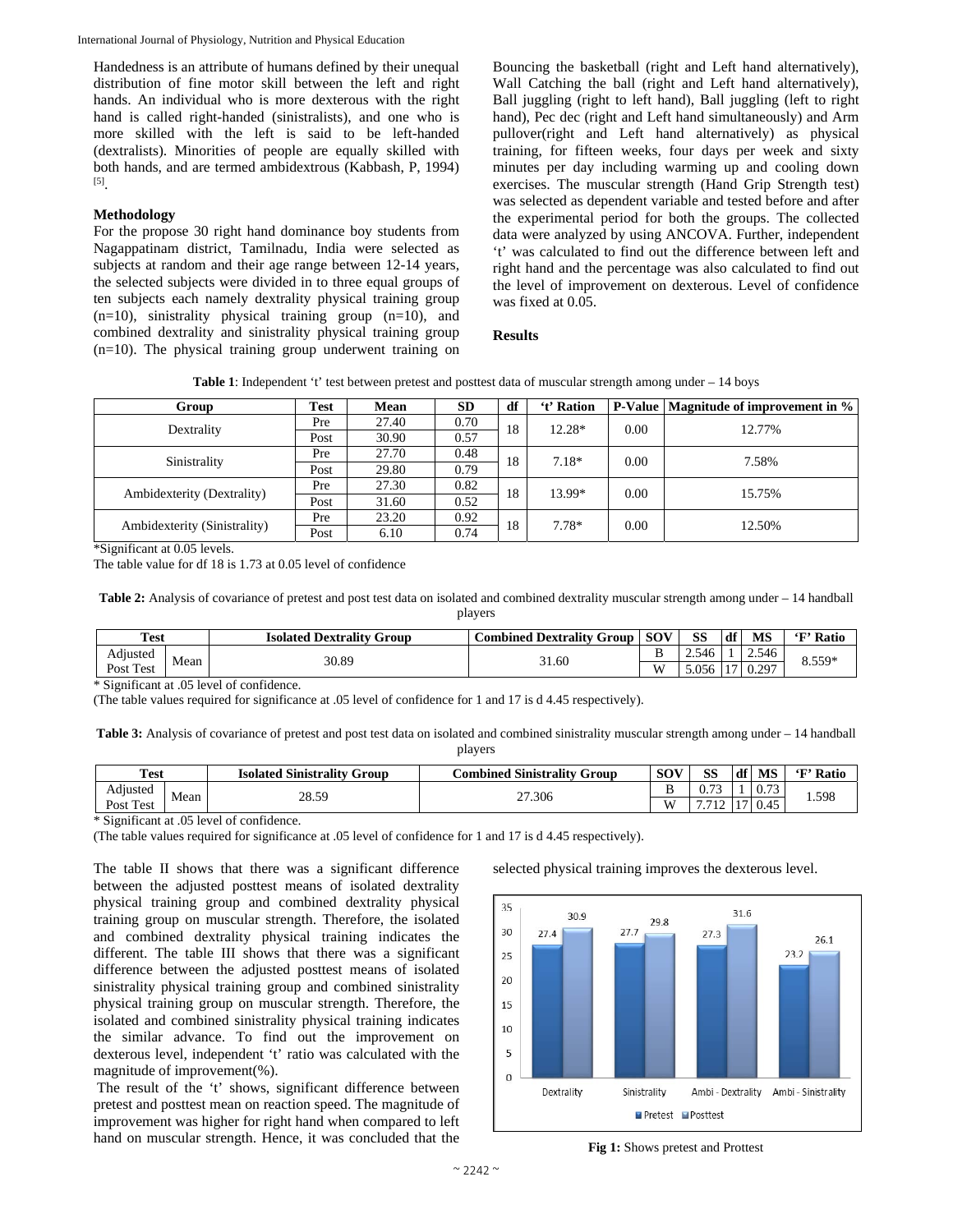Handedness is an attribute of humans defined by their unequal distribution of fine motor skill between the left and right hands. An individual who is more dexterous with the right hand is called right-handed (sinistralists), and one who is more skilled with the left is said to be left-handed (dextralists). Minorities of people are equally skilled with both hands, and are termed ambidextrous (Kabbash, P, 1994) [5].

## Methodology

For the propose 30 right hand dominance boy students from Nagappatinam district, Tamilnadu, India were selected as subjects at random and their age range between 12-14 years, the selected subjects were divided in to three equal groups of ten subjects each namely dextrality physical training group (n=10), sinistrality physical training group (n=10), and combined dextrality and sinistrality physical training group (n=10). The physical training group underwent training on Bouncing the basketball (right and Left hand alternatively), Wall Catching the ball (right and Left hand alternatively), Ball juggling (right to left hand), Ball juggling (left to right hand), Pec dec (right and Left hand simultaneously) and Arm pullover(right and Left hand alternatively) as physical training, for fifteen weeks, four days per week and sixty minutes per day including warming up and cooling down exercises. The muscular strength (Hand Grip Strength test) was selected as dependent variable and tested before and after the experimental period for both the groups. The collected data were analyzed by using ANCOVA. Further, independent 't' was calculated to find out the difference between left and right hand and the percentage was also calculated to find out the level of improvement on dexterous. Level of confidence was fixed at 0.05.

## Results

**Table 1**: Independent 't' test between pretest and posttest data of muscular strength among under – 14 boys

| Group | Test | Mean | SD | df | 't' Ration | P-Value | Magnitude of improvement in % |
|---|---|---|---|---|---|---|---|
| Dextrality | Pre | 27.40 | 0.70 | 18 | 12.28* | 0.00 | 12.77% |
| | Post | 30.90 | 0.57 | | | | |
| Sinistrality | Pre | 27.70 | 0.48 | 18 | 7.18* | 0.00 | 7.58% |
| | Post | 29.80 | 0.79 | | | | |
| Ambidexterity (Dextrality) | Pre | 27.30 | 0.82 | 18 | 13.99* | 0.00 | 15.75% |
| | Post | 31.60 | 0.52 | | | | |
| Ambidexterity (Sinistrality) | Pre | 23.20 | 0.92 | 18 | 7.78* | 0.00 | 12.50% |
| | Post | 6.10 | 0.74 | | | | |

*Significant at 0.05 levels.

The table value for df 18 is 1.73 at 0.05 level of confidence

**Table 2:** Analysis of covariance of pretest and post test data on isolated and combined dextrality muscular strength among under – 14 handball players

| Test | | Isolated Dextrality Group | Combined Dextrality Group | SOV | SS | df | MS | 'F' Ratio |
|---|---|---|---|---|---|---|---|---|
| Adjusted Post Test | Mean | 30.89 | 31.60 | B | 2.546 | 1 | 2.546 | 8.559* |
| | | | | W | 5.056 | 17 | 0.297 | |

\* Significant at .05 level of confidence.

(The table values required for significance at .05 level of confidence for 1 and 17 is d 4.45 respectively).

**Table 3:** Analysis of covariance of pretest and post test data on isolated and combined sinistrality muscular strength among under – 14 handball players

| Test | | Isolated Sinistrality Group | Combined Sinistrality Group | SOV | SS | df | MS | 'F' Ratio |
|---|---|---|---|---|---|---|---|---|
| Adjusted Post Test | Mean | 28.59 | 27.306 | B | 0.73 | 1 | 0.73 | 1.598 |
| | | | | W | 7.712 | 17 | 0.45 | |

\* Significant at .05 level of confidence.

(The table values required for significance at .05 level of confidence for 1 and 17 is d 4.45 respectively).

The table II shows that there was a significant difference between the adjusted posttest means of isolated dextrality physical training group and combined dextrality physical training group on muscular strength. Therefore, the isolated and combined dextrality physical training indicates the different. The table III shows that there was a significant difference between the adjusted posttest means of isolated sinistrality physical training group and combined sinistrality physical training group on muscular strength. Therefore, the isolated and combined sinistrality physical training indicates the similar advance. To find out the improvement on dexterous level, independent 't' ratio was calculated with the magnitude of improvement(%).

The result of the 't' shows, significant difference between pretest and posttest mean on reaction speed. The magnitude of improvement was higher for right hand when compared to left hand on muscular strength. Hence, it was concluded that the selected physical training improves the dexterous level.

**Fig 1:** Shows pretest and Prottest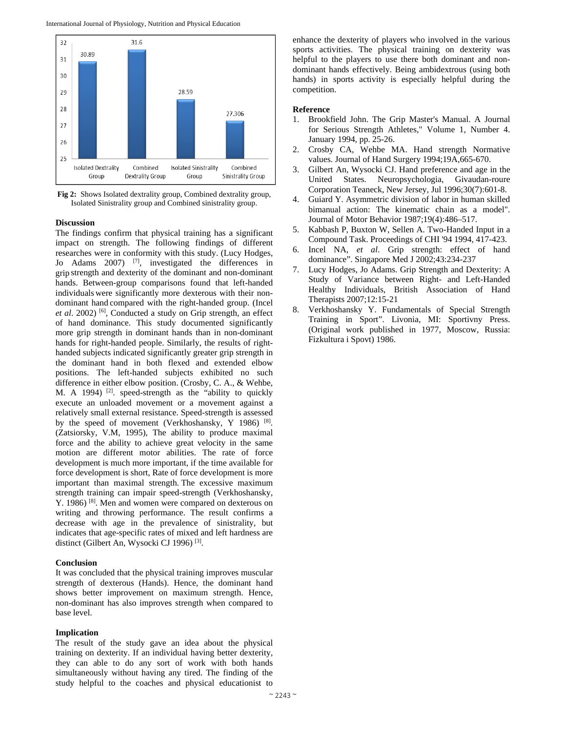32
31
30
29
28
27
26
25

30.89
31.6
28.59
27.306

Isolated Dextrality Group
Combined Dextrality Group
Isolated Sinistrality Group
Combined Sinistrality Group

**Fig 2:** Shows Isolated dextrality group, Combined dextrality group, Isolated Sinistrality group and Combined sinistrality group.

## Discussion

The findings confirm that physical training has a significant impact on strength. The following findings of different researches were in conformity with this study. (Lucy Hodges, Jo Adams 2007) [7], investigated the differences in grip strength and dexterity of the dominant and non-dominant hands. Between-group comparisons found that left-handed individuals were significantly more dexterous with their non-dominant hand compared with the right-handed group. (Incel *et al*. 2002) [6], Conducted a study on Grip strength, an effect of hand dominance. This study documented significantly more grip strength in dominant hands than in non-dominant hands for right-handed people. Similarly, the results of right-handed subjects indicated significantly greater grip strength in the dominant hand in both flexed and extended elbow positions. The left-handed subjects exhibited no such difference in either elbow position. (Crosby, C. A., & Wehbe, M. A 1994) [2]. speed-strength as the "ability to quickly execute an unloaded movement or a movement against a relatively small external resistance. Speed-strength is assessed by the speed of movement (Verkhoshansky, Y 1986) [8]. (Zatsiorsky, V.M, 1995), The ability to produce maximal force and the ability to achieve great velocity in the same motion are different motor abilities. The rate of force development is much more important, if the time available for force development is short, Rate of force development is more important than maximal strength. The excessive maximum strength training can impair speed-strength (Verkhoshansky, Y. 1986) [8]. Men and women were compared on dexterous on writing and throwing performance. The result confirms a decrease with age in the prevalence of sinistrality, but indicates that age-specific rates of mixed and left hardness are distinct (Gilbert An, Wysocki CJ 1996) [3].

## Conclusion

It was concluded that the physical training improves muscular strength of dexterous (Hands). Hence, the dominant hand shows better improvement on maximum strength. Hence, non-dominant has also improves strength when compared to base level.

## Implication

The result of the study gave an idea about the physical training on dexterity. If an individual having better dexterity, they can able to do any sort of work with both hands simultaneously without having any tired. The finding of the study helpful to the coaches and physical educationist to enhance the dexterity of players who involved in the various sports activities. The physical training on dexterity was helpful to the players to use there both dominant and non-dominant hands effectively. Being ambidextrous (using both hands) in sports activity is especially helpful during the competition.

## Reference

1. Brookfield John. The Grip Master's Manual. A Journal for Serious Strength Athletes," Volume 1, Number 4. January 1994, pp. 25-26.
2. Crosby CA, Wehbe MA. Hand strength Normative values. Journal of Hand Surgery 1994;19A,665-670.
3. Gilbert An, Wysocki CJ. Hand preference and age in the United States. Neuropsychologia, Givaudan-roure Corporation Teaneck, New Jersey, Jul 1996;30(7):601-8.
4. Guiard Y. Asymmetric division of labor in human skilled bimanual action: The kinematic chain as a model". Journal of Motor Behavior 1987;19(4):486–517.
5. Kabbash P, Buxton W, Sellen A. Two-Handed Input in a Compound Task. Proceedings of CHI '94 1994, 417-423.
6. Incel NA, *et al*. Grip strength: effect of hand dominance". Singapore Med J 2002;43:234-237
7. Lucy Hodges, Jo Adams. Grip Strength and Dexterity: A Study of Variance between Right- and Left-Handed Healthy Individuals, British Association of Hand Therapists 2007;12:15-21
8. Verkhoshansky Y. Fundamentals of Special Strength Training in Sport". Livonia, MI: Sportivny Press. (Original work published in 1977, Moscow, Russia: Fizkultura i Spovt) 1986.